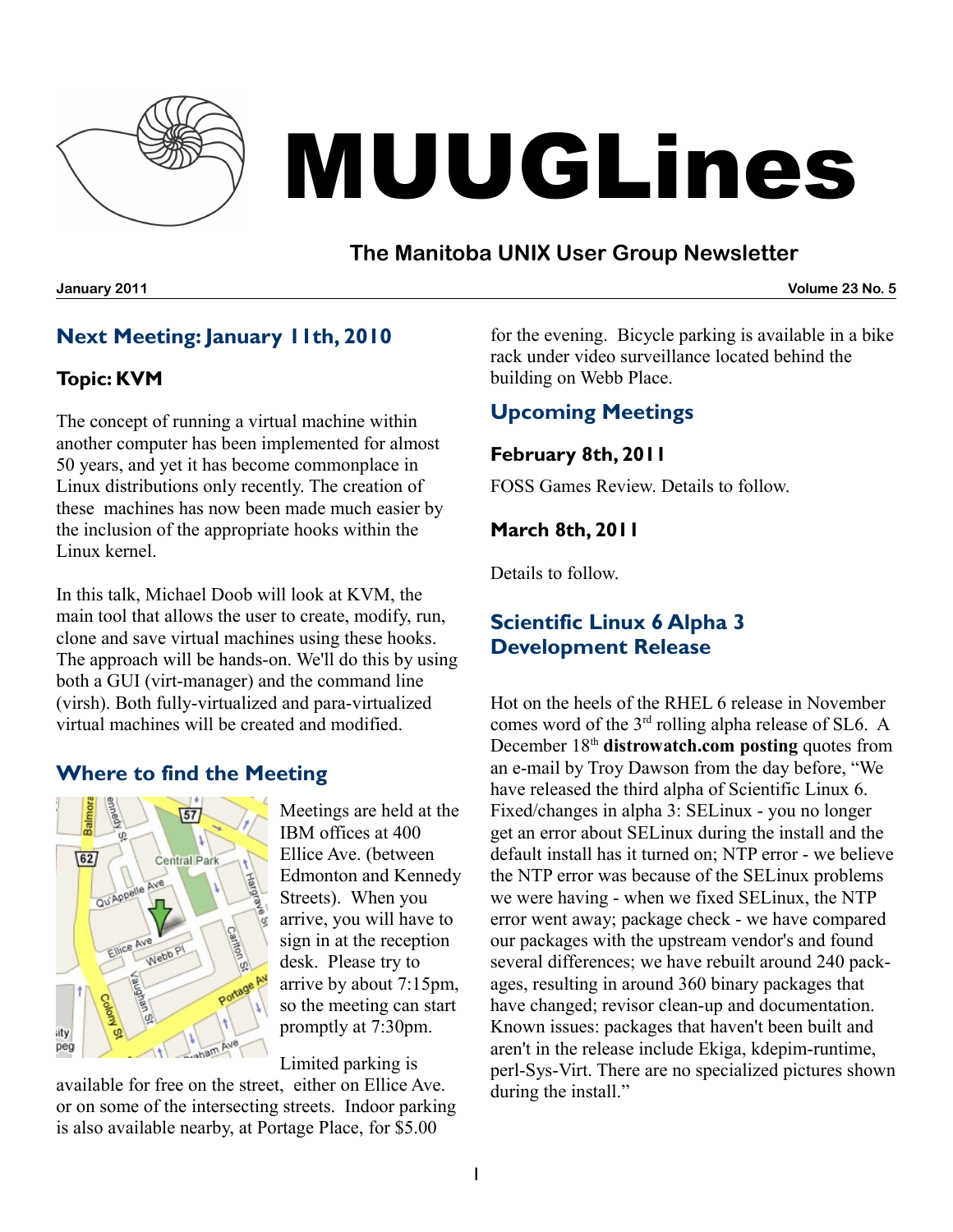# MUUGLines

## The Manitoba UNIX User Group Newsletter

**January 2011** **Volume 23 No. 5**

## Next Meeting: January 11th, 2010

### Topic: KVM

The concept of running a virtual machine within another computer has been implemented for almost 50 years, and yet it has become commonplace in Linux distributions only recently. The creation of these machines has now been made much easier by the inclusion of the appropriate hooks within the Linux kernel.

In this talk, Michael Doob will look at KVM, the main tool that allows the user to create, modify, run, clone and save virtual machines using these hooks. The approach will be hands-on. We'll do this by using both a GUI (virt-manager) and the command line (virsh). Both fully-virtualized and para-virtualized virtual machines will be created and modified.

## Where to find the Meeting

Meetings are held at the IBM offices at 400 Ellice Ave. (between Edmonton and Kennedy Streets). When you arrive, you will have to sign in at the reception desk. Please try to arrive by about 7:15pm, so the meeting can start promptly at 7:30pm.

Limited parking is available for free on the street, either on Ellice Ave. or on some of the intersecting streets. Indoor parking is also available nearby, at Portage Place, for $5.00 for the evening. Bicycle parking is available in a bike rack under video surveillance located behind the building on Webb Place.

## Upcoming Meetings

### February 8th, 2011

FOSS Games Review. Details to follow.

### March 8th, 2011

Details to follow.

## Scientific Linux 6 Alpha 3 Development Release

Hot on the heels of the RHEL 6 release in November comes word of the 3rd rolling alpha release of SL6. A December 18th **distrowatch.com posting** quotes from an e-mail by Troy Dawson from the day before, "We have released the third alpha of Scientific Linux 6. Fixed/changes in alpha 3: SELinux - you no longer get an error about SELinux during the install and the default install has it turned on; NTP error - we believe the NTP error was because of the SELinux problems we were having - when we fixed SELinux, the NTP error went away; package check - we have compared our packages with the upstream vendor's and found several differences; we have rebuilt around 240 packages, resulting in around 360 binary packages that have changed; revisor clean-up and documentation. Known issues: packages that haven't been built and aren't in the release include Ekiga, kdepim-runtime, perl-Sys-Virt. There are no specialized pictures shown during the install."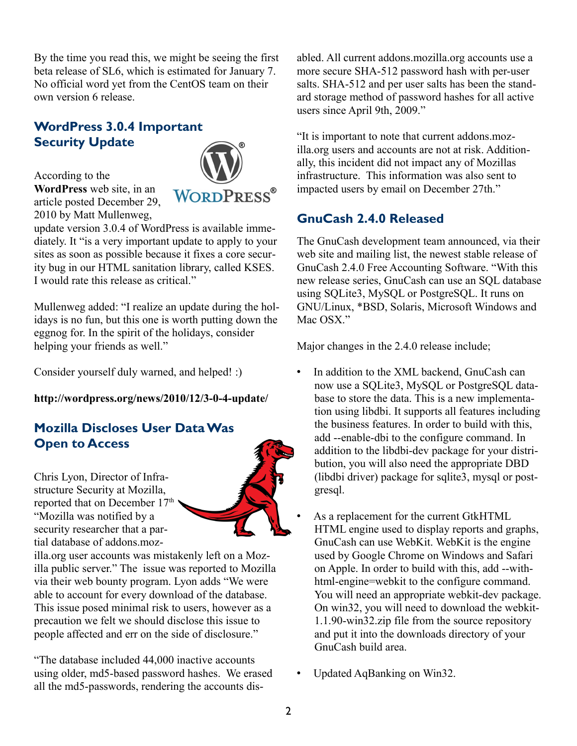By the time you read this, we might be seeing the first beta release of SL6, which is estimated for January 7. No official word yet from the CentOS team on their own version 6 release.

## WordPress 3.0.4 Important Security Update

According to the **WordPress** web site, in an article posted December 29, 2010 by Matt Mullenweg, update version 3.0.4 of WordPress is available immediately. It "is a very important update to apply to your sites as soon as possible because it fixes a core security bug in our HTML sanitation library, called KSES. I would rate this release as critical."

Mullenweg added: "I realize an update during the holidays is no fun, but this one is worth putting down the eggnog for. In the spirit of the holidays, consider helping your friends as well."

Consider yourself duly warned, and helped! :)

**http://wordpress.org/news/2010/12/3-0-4-update/**

## Mozilla Discloses User Data Was Open to Access

Chris Lyon, Director of Infrastructure Security at Mozilla, reported that on December 17th "Mozilla was notified by a security researcher that a partial database of addons.mozilla.org user accounts was mistakenly left on a Mozilla public server." The issue was reported to Mozilla via their web bounty program. Lyon adds "We were able to account for every download of the database. This issue posed minimal risk to users, however as a precaution we felt we should disclose this issue to people affected and err on the side of disclosure."

"The database included 44,000 inactive accounts using older, md5-based password hashes. We erased all the md5-passwords, rendering the accounts disabled. All current addons.mozilla.org accounts use a more secure SHA-512 password hash with per-user salts. SHA-512 and per user salts has been the standard storage method of password hashes for all active users since April 9th, 2009."

"It is important to note that current addons.mozilla.org users and accounts are not at risk. Additionally, this incident did not impact any of Mozillas infrastructure. This information was also sent to impacted users by email on December 27th."

## GnuCash 2.4.0 Released

The GnuCash development team announced, via their web site and mailing list, the newest stable release of GnuCash 2.4.0 Free Accounting Software. "With this new release series, GnuCash can use an SQL database using SQLite3, MySQL or PostgreSQL. It runs on GNU/Linux, *BSD, Solaris, Microsoft Windows and Mac OSX."

Major changes in the 2.4.0 release include;

- In addition to the XML backend, GnuCash can now use a SQLite3, MySQL or PostgreSQL database to store the data. This is a new implementation using libdbi. It supports all features including the business features. In order to build with this, add --enable-dbi to the configure command. In addition to the libdbi-dev package for your distribution, you will also need the appropriate DBD (libdbi driver) package for sqlite3, mysql or postgresql.

- As a replacement for the current GtkHTML HTML engine used to display reports and graphs, GnuCash can use WebKit. WebKit is the engine used by Google Chrome on Windows and Safari on Apple. In order to build with this, add --with-html-engine=webkit to the configure command. You will need an appropriate webkit-dev package. On win32, you will need to download the webkit-1.1.90-win32.zip file from the source repository and put it into the downloads directory of your GnuCash build area.

- Updated AqBanking on Win32.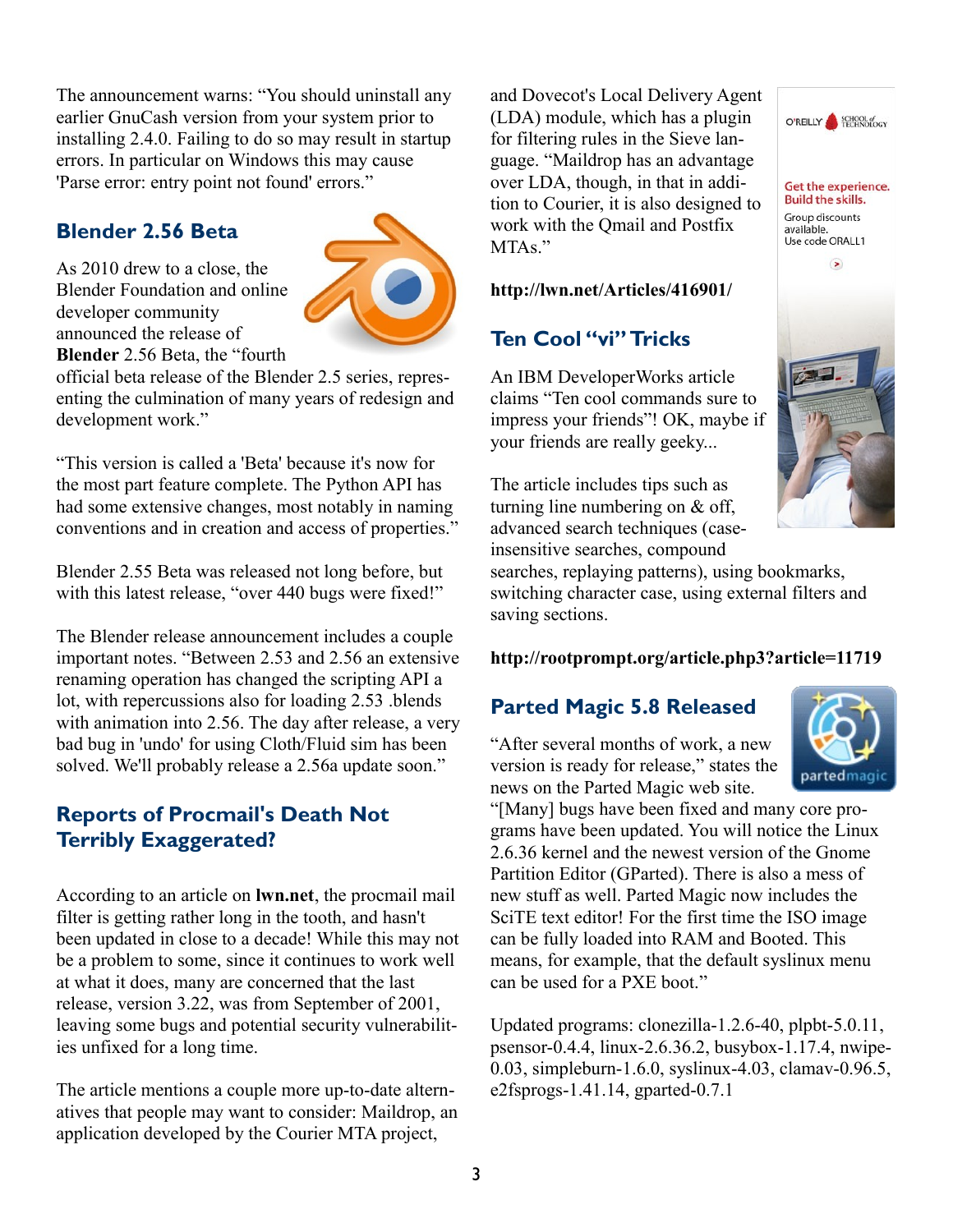The announcement warns: “You should uninstall any earlier GnuCash version from your system prior to installing 2.4.0. Failing to do so may result in startup errors. In particular on Windows this may cause 'Parse error: entry point not found' errors.”

## Blender 2.56 Beta

As 2010 drew to a close, the Blender Foundation and online developer community announced the release of **Blender** 2.56 Beta, the “fourth official beta release of the Blender 2.5 series, representing the culmination of many years of redesign and development work.”

“This version is called a 'Beta' because it's now for the most part feature complete. The Python API has had some extensive changes, most notably in naming conventions and in creation and access of properties.”

Blender 2.55 Beta was released not long before, but with this latest release, “over 440 bugs were fixed!”

The Blender release announcement includes a couple important notes. “Between 2.53 and 2.56 an extensive renaming operation has changed the scripting API a lot, with repercussions also for loading 2.53 .blends with animation into 2.56. The day after release, a very bad bug in 'undo' for using Cloth/Fluid sim has been solved. We'll probably release a 2.56a update soon.”

## Reports of Procmail's Death Not Terribly Exaggerated?

According to an article on **lwn.net**, the procmail mail filter is getting rather long in the tooth, and hasn't been updated in close to a decade! While this may not be a problem to some, since it continues to work well at what it does, many are concerned that the last release, version 3.22, was from September of 2001, leaving some bugs and potential security vulnerabilities unfixed for a long time.

The article mentions a couple more up-to-date alternatives that people may want to consider: Maildrop, an application developed by the Courier MTA project, and Dovecot's Local Delivery Agent (LDA) module, which has a plugin for filtering rules in the Sieve language. “Maildrop has an advantage over LDA, though, in that in addition to Courier, it is also designed to work with the Qmail and Postfix MTAs.”

**http://lwn.net/Articles/416901/**

## Ten Cool “vi” Tricks

An IBM DeveloperWorks article claims “Ten cool commands sure to impress your friends”! OK, maybe if your friends are really geeky...

The article includes tips such as turning line numbering on & off, advanced search techniques (case-insensitive searches, compound searches, replaying patterns), using bookmarks, switching character case, using external filters and saving sections.

**http://rootprompt.org/article.php3?article=11719**

## Parted Magic 5.8 Released

“After several months of work, a new version is ready for release,” states the news on the Parted Magic web site. “[Many] bugs have been fixed and many core programs have been updated. You will notice the Linux 2.6.36 kernel and the newest version of the Gnome Partition Editor (GParted). There is also a mess of new stuff as well. Parted Magic now includes the SciTE text editor! For the first time the ISO image can be fully loaded into RAM and Booted. This means, for example, that the default syslinux menu can be used for a PXE boot.”

Updated programs: clonezilla-1.2.6-40, plpbt-5.0.11, psensor-0.4.4, linux-2.6.36.2, busybox-1.17.4, nwipe-0.03, simpleburn-1.6.0, syslinux-4.03, clamav-0.96.5, e2fsprogs-1.41.14, gparted-0.7.1

O'REILLY SCHOOL of TECHNOLOGY

Get the experience. Build the skills.

Group discounts available. Use code ORALL1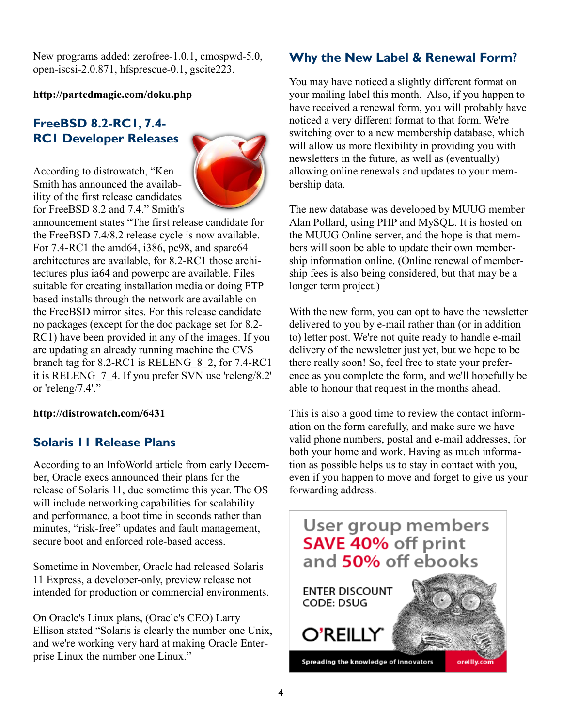New programs added: zerofree-1.0.1, cmospwd-5.0, open-iscsi-2.0.871, hfsprescue-0.1, gscite223.

**http://partedmagic.com/doku.php**

## FreeBSD 8.2-RC1, 7.4-RC1 Developer Releases

According to distrowatch, "Ken Smith has announced the availability of the first release candidates for FreeBSD 8.2 and 7.4." Smith's announcement states "The first release candidate for the FreeBSD 7.4/8.2 release cycle is now available. For 7.4-RC1 the amd64, i386, pc98, and sparc64 architectures are available, for 8.2-RC1 those architectures plus ia64 and powerpc are available. Files suitable for creating installation media or doing FTP based installs through the network are available on the FreeBSD mirror sites. For this release candidate no packages (except for the doc package set for 8.2-RC1) have been provided in any of the images. If you are updating an already running machine the CVS branch tag for 8.2-RC1 is RELENG_8_2, for 7.4-RC1 it is RELENG_7_4. If you prefer SVN use 'releng/8.2' or 'releng/7.4'."

**http://distrowatch.com/6431**

## Solaris 11 Release Plans

According to an InfoWorld article from early December, Oracle execs announced their plans for the release of Solaris 11, due sometime this year. The OS will include networking capabilities for scalability and performance, a boot time in seconds rather than minutes, "risk-free" updates and fault management, secure boot and enforced role-based access.

Sometime in November, Oracle had released Solaris 11 Express, a developer-only, preview release not intended for production or commercial environments.

On Oracle's Linux plans, (Oracle's CEO) Larry Ellison stated "Solaris is clearly the number one Unix, and we're working very hard at making Oracle Enterprise Linux the number one Linux."

## Why the New Label & Renewal Form?

You may have noticed a slightly different format on your mailing label this month. Also, if you happen to have received a renewal form, you will probably have noticed a very different format to that form. We're switching over to a new membership database, which will allow us more flexibility in providing you with newsletters in the future, as well as (eventually) allowing online renewals and updates to your membership data.

The new database was developed by MUUG member Alan Pollard, using PHP and MySQL. It is hosted on the MUUG Online server, and the hope is that members will soon be able to update their own membership information online. (Online renewal of membership fees is also being considered, but that may be a longer term project.)

With the new form, you can opt to have the newsletter delivered to you by e-mail rather than (or in addition to) letter post. We're not quite ready to handle e-mail delivery of the newsletter just yet, but we hope to be there really soon! So, feel free to state your preference as you complete the form, and we'll hopefully be able to honour that request in the months ahead.

This is also a good time to review the contact information on the form carefully, and make sure we have valid phone numbers, postal and e-mail addresses, for both your home and work. Having as much information as possible helps us to stay in contact with you, even if you happen to move and forget to give us your forwarding address.

User group members **SAVE 40%** off print and **50%** off ebooks

ENTER DISCOUNT CODE: DSUG

O'REILLY

Spreading the knowledge of innovators — oreilly.com